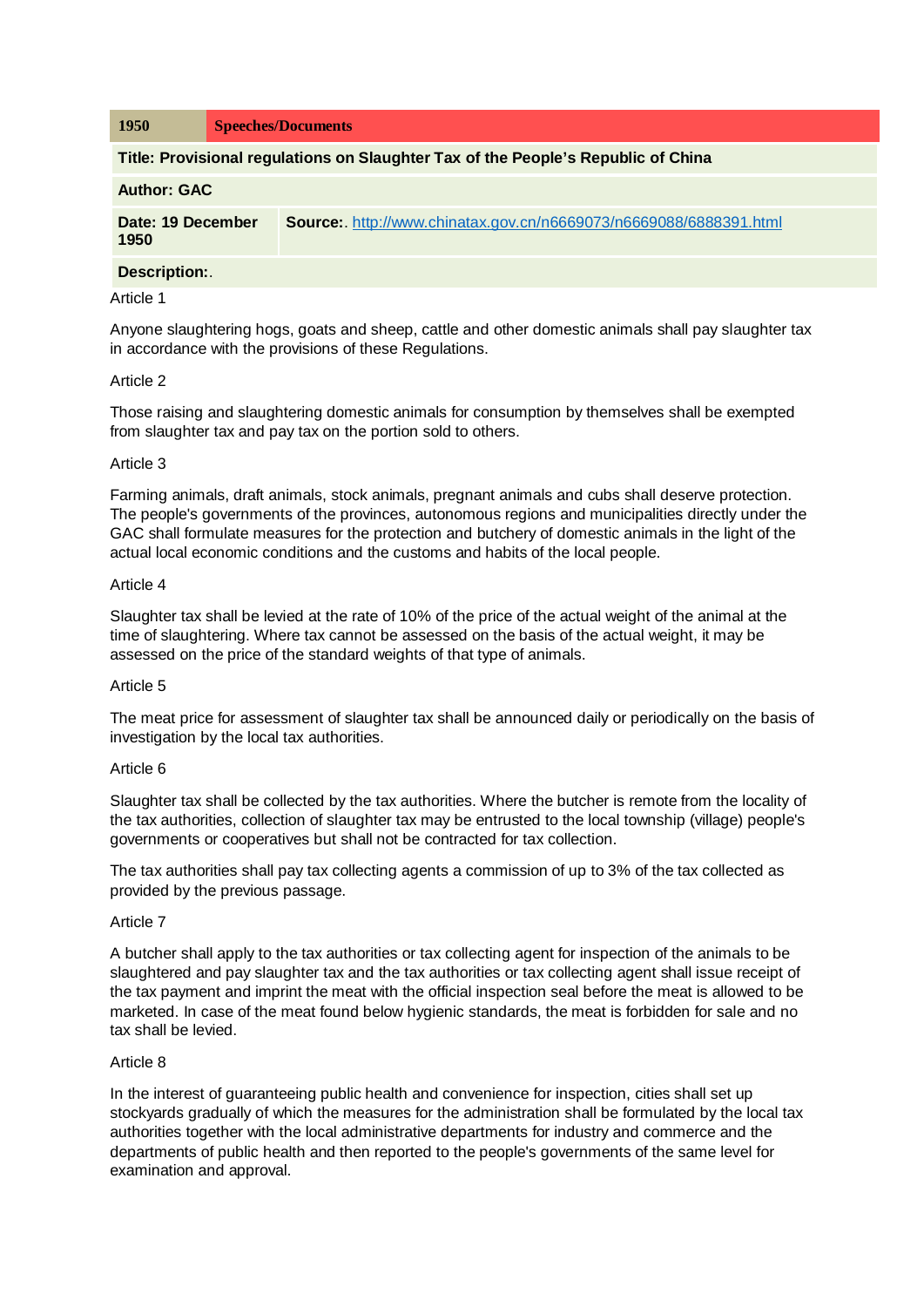| 1950 | Speeches/Documents |
| --- | --- |

**Title: Provisional regulations on Slaughter Tax of the People's Republic of China**

**Author: GAC**

| **Date: 19 December 1950** | **Source:**. http://www.chinatax.gov.cn/n6669073/n6669088/6888391.html |
| --- | --- |

**Description:**.

Article 1

Anyone slaughtering hogs, goats and sheep, cattle and other domestic animals shall pay slaughter tax in accordance with the provisions of these Regulations.

Article 2

Those raising and slaughtering domestic animals for consumption by themselves shall be exempted from slaughter tax and pay tax on the portion sold to others.

Article 3

Farming animals, draft animals, stock animals, pregnant animals and cubs shall deserve protection. The people's governments of the provinces, autonomous regions and municipalities directly under the GAC shall formulate measures for the protection and butchery of domestic animals in the light of the actual local economic conditions and the customs and habits of the local people.

Article 4

Slaughter tax shall be levied at the rate of 10% of the price of the actual weight of the animal at the time of slaughtering. Where tax cannot be assessed on the basis of the actual weight, it may be assessed on the price of the standard weights of that type of animals.

Article 5

The meat price for assessment of slaughter tax shall be announced daily or periodically on the basis of investigation by the local tax authorities.

Article 6

Slaughter tax shall be collected by the tax authorities. Where the butcher is remote from the locality of the tax authorities, collection of slaughter tax may be entrusted to the local township (village) people's governments or cooperatives but shall not be contracted for tax collection.

The tax authorities shall pay tax collecting agents a commission of up to 3% of the tax collected as provided by the previous passage.

Article 7

A butcher shall apply to the tax authorities or tax collecting agent for inspection of the animals to be slaughtered and pay slaughter tax and the tax authorities or tax collecting agent shall issue receipt of the tax payment and imprint the meat with the official inspection seal before the meat is allowed to be marketed. In case of the meat found below hygienic standards, the meat is forbidden for sale and no tax shall be levied.

Article 8

In the interest of guaranteeing public health and convenience for inspection, cities shall set up stockyards gradually of which the measures for the administration shall be formulated by the local tax authorities together with the local administrative departments for industry and commerce and the departments of public health and then reported to the people's governments of the same level for examination and approval.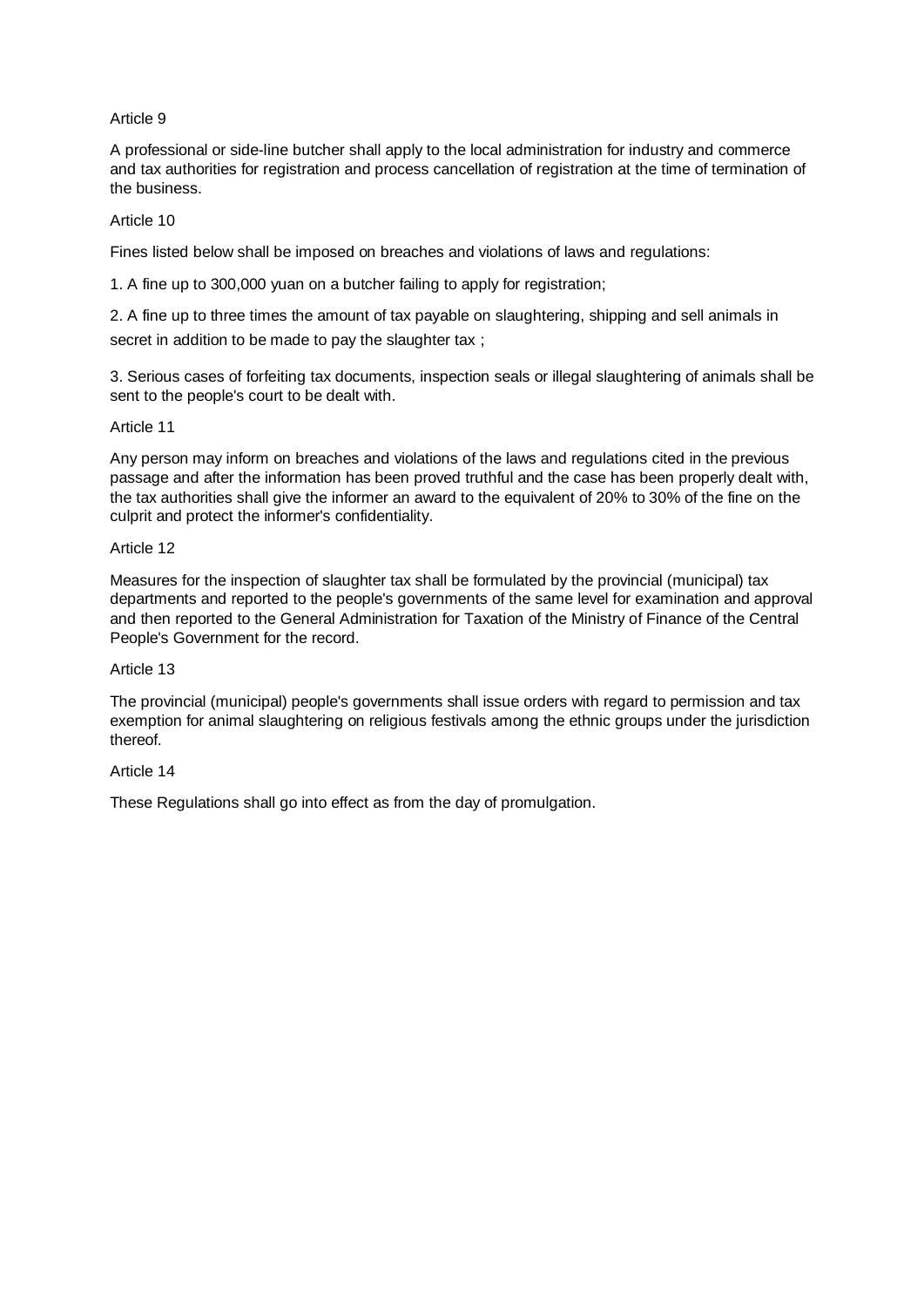Article 9

A professional or side-line butcher shall apply to the local administration for industry and commerce and tax authorities for registration and process cancellation of registration at the time of termination of the business.

Article 10

Fines listed below shall be imposed on breaches and violations of laws and regulations:

1. A fine up to 300,000 yuan on a butcher failing to apply for registration;

2. A fine up to three times the amount of tax payable on slaughtering, shipping and sell animals in secret in addition to be made to pay the slaughter tax ;

3. Serious cases of forfeiting tax documents, inspection seals or illegal slaughtering of animals shall be sent to the people's court to be dealt with.

Article 11

Any person may inform on breaches and violations of the laws and regulations cited in the previous passage and after the information has been proved truthful and the case has been properly dealt with, the tax authorities shall give the informer an award to the equivalent of 20% to 30% of the fine on the culprit and protect the informer's confidentiality.

Article 12

Measures for the inspection of slaughter tax shall be formulated by the provincial (municipal) tax departments and reported to the people's governments of the same level for examination and approval and then reported to the General Administration for Taxation of the Ministry of Finance of the Central People's Government for the record.

Article 13

The provincial (municipal) people's governments shall issue orders with regard to permission and tax exemption for animal slaughtering on religious festivals among the ethnic groups under the jurisdiction thereof.

Article 14

These Regulations shall go into effect as from the day of promulgation.